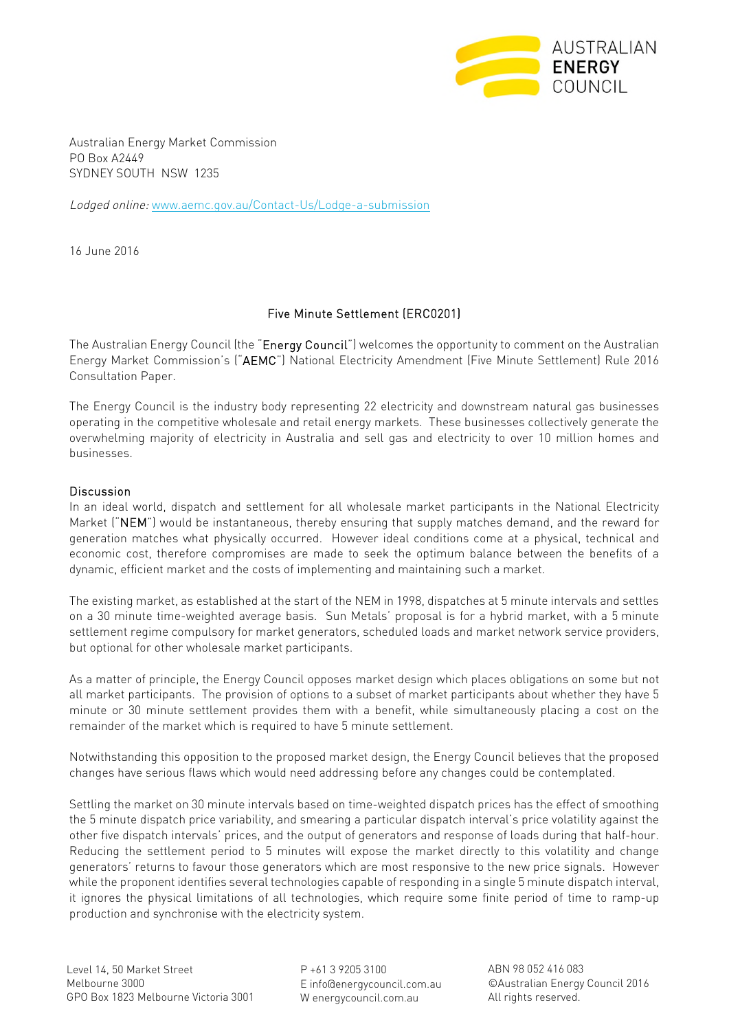AUSTRALIAN
**ENERGY**
COUNCIL

Australian Energy Market Commission
PO Box A2449
SYDNEY SOUTH NSW 1235

*Lodged online:* www.aemc.gov.au/Contact-Us/Lodge-a-submission

16 June 2016

## Five Minute Settlement (ERC0201)

The Australian Energy Council (the "**Energy Council**") welcomes the opportunity to comment on the Australian Energy Market Commission's ("**AEMC**") National Electricity Amendment (Five Minute Settlement) Rule 2016 Consultation Paper.

The Energy Council is the industry body representing 22 electricity and downstream natural gas businesses operating in the competitive wholesale and retail energy markets. These businesses collectively generate the overwhelming majority of electricity in Australia and sell gas and electricity to over 10 million homes and businesses.

### Discussion

In an ideal world, dispatch and settlement for all wholesale market participants in the National Electricity Market ("**NEM**") would be instantaneous, thereby ensuring that supply matches demand, and the reward for generation matches what physically occurred. However ideal conditions come at a physical, technical and economic cost, therefore compromises are made to seek the optimum balance between the benefits of a dynamic, efficient market and the costs of implementing and maintaining such a market.

The existing market, as established at the start of the NEM in 1998, dispatches at 5 minute intervals and settles on a 30 minute time-weighted average basis. Sun Metals' proposal is for a hybrid market, with a 5 minute settlement regime compulsory for market generators, scheduled loads and market network service providers, but optional for other wholesale market participants.

As a matter of principle, the Energy Council opposes market design which places obligations on some but not all market participants. The provision of options to a subset of market participants about whether they have 5 minute or 30 minute settlement provides them with a benefit, while simultaneously placing a cost on the remainder of the market which is required to have 5 minute settlement.

Notwithstanding this opposition to the proposed market design, the Energy Council believes that the proposed changes have serious flaws which would need addressing before any changes could be contemplated.

Settling the market on 30 minute intervals based on time-weighted dispatch prices has the effect of smoothing the 5 minute dispatch price variability, and smearing a particular dispatch interval's price volatility against the other five dispatch intervals' prices, and the output of generators and response of loads during that half-hour. Reducing the settlement period to 5 minutes will expose the market directly to this volatility and change generators' returns to favour those generators which are most responsive to the new price signals. However while the proponent identifies several technologies capable of responding in a single 5 minute dispatch interval, it ignores the physical limitations of all technologies, which require some finite period of time to ramp-up production and synchronise with the electricity system.

Level 14, 50 Market Street
Melbourne 3000
GPO Box 1823 Melbourne Victoria 3001

P +61 3 9205 3100
E info@energycouncil.com.au
W energycouncil.com.au

ABN 98 052 416 083
©Australian Energy Council 2016
All rights reserved.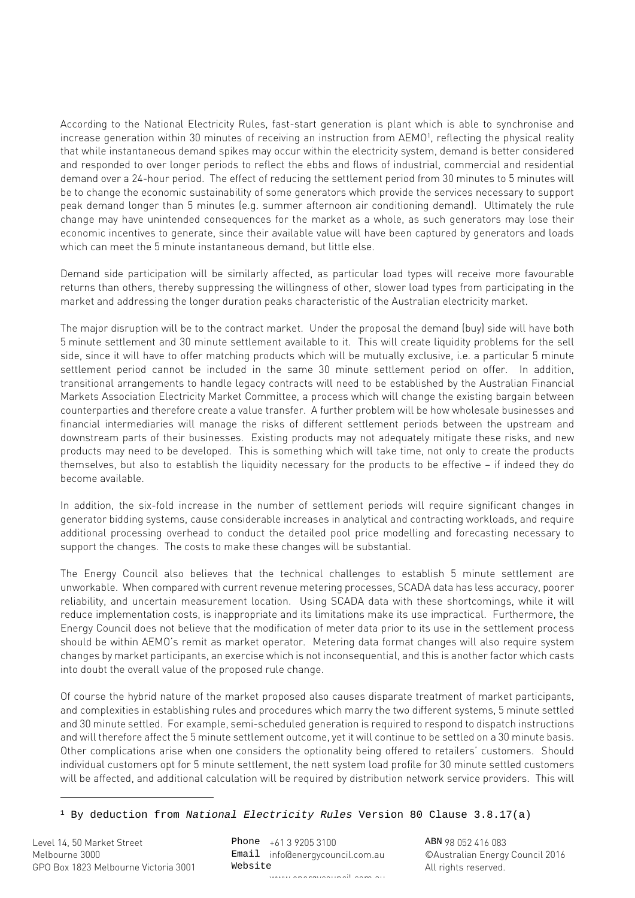According to the National Electricity Rules, fast-start generation is plant which is able to synchronise and increase generation within 30 minutes of receiving an instruction from AEMO[1], reflecting the physical reality that while instantaneous demand spikes may occur within the electricity system, demand is better considered and responded to over longer periods to reflect the ebbs and flows of industrial, commercial and residential demand over a 24-hour period. The effect of reducing the settlement period from 30 minutes to 5 minutes will be to change the economic sustainability of some generators which provide the services necessary to support peak demand longer than 5 minutes (e.g. summer afternoon air conditioning demand). Ultimately the rule change may have unintended consequences for the market as a whole, as such generators may lose their economic incentives to generate, since their available value will have been captured by generators and loads which can meet the 5 minute instantaneous demand, but little else.

Demand side participation will be similarly affected, as particular load types will receive more favourable returns than others, thereby suppressing the willingness of other, slower load types from participating in the market and addressing the longer duration peaks characteristic of the Australian electricity market.

The major disruption will be to the contract market. Under the proposal the demand (buy) side will have both 5 minute settlement and 30 minute settlement available to it. This will create liquidity problems for the sell side, since it will have to offer matching products which will be mutually exclusive, i.e. a particular 5 minute settlement period cannot be included in the same 30 minute settlement period on offer. In addition, transitional arrangements to handle legacy contracts will need to be established by the Australian Financial Markets Association Electricity Market Committee, a process which will change the existing bargain between counterparties and therefore create a value transfer. A further problem will be how wholesale businesses and financial intermediaries will manage the risks of different settlement periods between the upstream and downstream parts of their businesses. Existing products may not adequately mitigate these risks, and new products may need to be developed. This is something which will take time, not only to create the products themselves, but also to establish the liquidity necessary for the products to be effective – if indeed they do become available.

In addition, the six-fold increase in the number of settlement periods will require significant changes in generator bidding systems, cause considerable increases in analytical and contracting workloads, and require additional processing overhead to conduct the detailed pool price modelling and forecasting necessary to support the changes. The costs to make these changes will be substantial.

The Energy Council also believes that the technical challenges to establish 5 minute settlement are unworkable. When compared with current revenue metering processes, SCADA data has less accuracy, poorer reliability, and uncertain measurement location. Using SCADA data with these shortcomings, while it will reduce implementation costs, is inappropriate and its limitations make its use impractical. Furthermore, the Energy Council does not believe that the modification of meter data prior to its use in the settlement process should be within AEMO's remit as market operator. Metering data format changes will also require system changes by market participants, an exercise which is not inconsequential, and this is another factor which casts into doubt the overall value of the proposed rule change.

Of course the hybrid nature of the market proposed also causes disparate treatment of market participants, and complexities in establishing rules and procedures which marry the two different systems, 5 minute settled and 30 minute settled. For example, semi-scheduled generation is required to respond to dispatch instructions and will therefore affect the 5 minute settlement outcome, yet it will continue to be settled on a 30 minute basis. Other complications arise when one considers the optionality being offered to retailers' customers. Should individual customers opt for 5 minute settlement, the nett system load profile for 30 minute settled customers will be affected, and additional calculation will be required by distribution network service providers. This will

---

[1] By deduction from *National Electricity Rules* Version 80 Clause 3.8.17(a)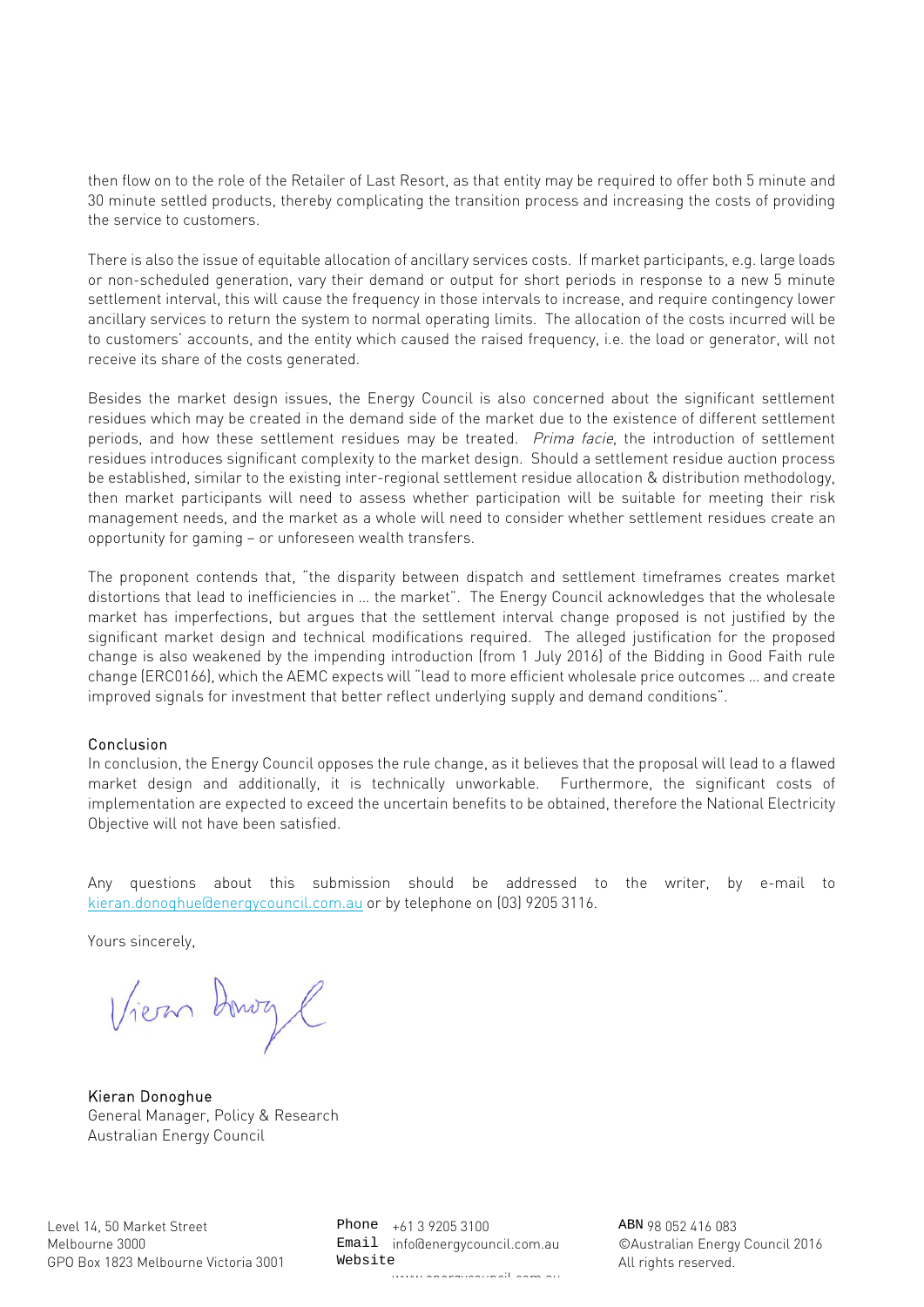then flow on to the role of the Retailer of Last Resort, as that entity may be required to offer both 5 minute and 30 minute settled products, thereby complicating the transition process and increasing the costs of providing the service to customers.

There is also the issue of equitable allocation of ancillary services costs. If market participants, e.g. large loads or non-scheduled generation, vary their demand or output for short periods in response to a new 5 minute settlement interval, this will cause the frequency in those intervals to increase, and require contingency lower ancillary services to return the system to normal operating limits. The allocation of the costs incurred will be to customers' accounts, and the entity which caused the raised frequency, i.e. the load or generator, will not receive its share of the costs generated.

Besides the market design issues, the Energy Council is also concerned about the significant settlement residues which may be created in the demand side of the market due to the existence of different settlement periods, and how these settlement residues may be treated. *Prima facie*, the introduction of settlement residues introduces significant complexity to the market design. Should a settlement residue auction process be established, similar to the existing inter-regional settlement residue allocation & distribution methodology, then market participants will need to assess whether participation will be suitable for meeting their risk management needs, and the market as a whole will need to consider whether settlement residues create an opportunity for gaming – or unforeseen wealth transfers.

The proponent contends that, "the disparity between dispatch and settlement timeframes creates market distortions that lead to inefficiencies in … the market". The Energy Council acknowledges that the wholesale market has imperfections, but argues that the settlement interval change proposed is not justified by the significant market design and technical modifications required. The alleged justification for the proposed change is also weakened by the impending introduction (from 1 July 2016) of the Bidding in Good Faith rule change (ERC0166), which the AEMC expects will "lead to more efficient wholesale price outcomes … and create improved signals for investment that better reflect underlying supply and demand conditions".

## Conclusion

In conclusion, the Energy Council opposes the rule change, as it believes that the proposal will lead to a flawed market design and additionally, it is technically unworkable. Furthermore, the significant costs of implementation are expected to exceed the uncertain benefits to be obtained, therefore the National Electricity Objective will not have been satisfied.

Any questions about this submission should be addressed to the writer, by e-mail to kieran.donoghue@energycouncil.com.au or by telephone on (03) 9205 3116.

Yours sincerely,

Kieran Donoghue
General Manager, Policy & Research
Australian Energy Council

Level 14, 50 Market Street
Melbourne 3000
GPO Box 1823 Melbourne Victoria 3001

Phone +61 3 9205 3100
Email info@energycouncil.com.au
Website www.energycouncil.com.au

ABN 98 052 416 083
©Australian Energy Council 2016
All rights reserved.